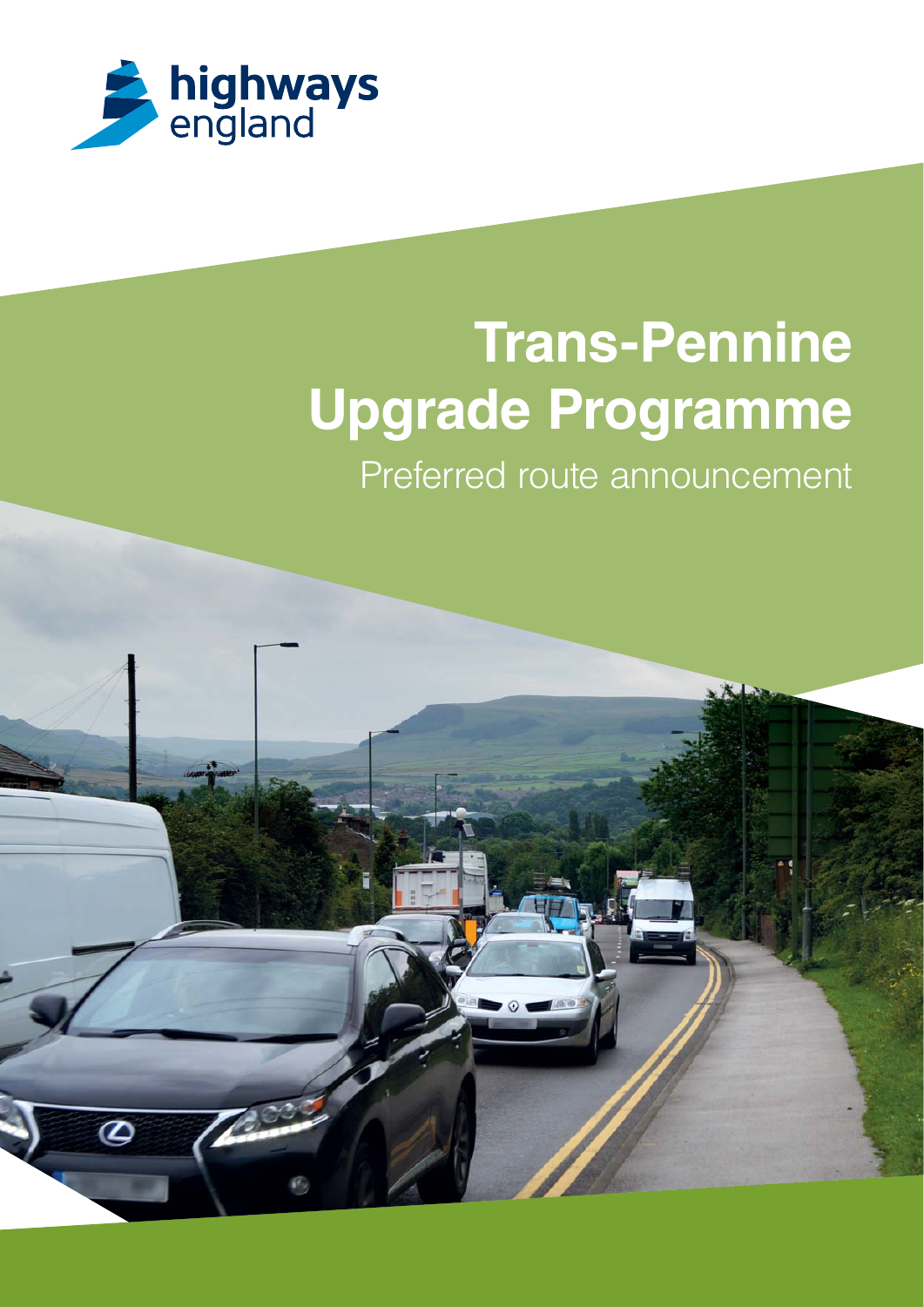highways england

# Trans-Pennine Upgrade Programme

## Preferred route announcement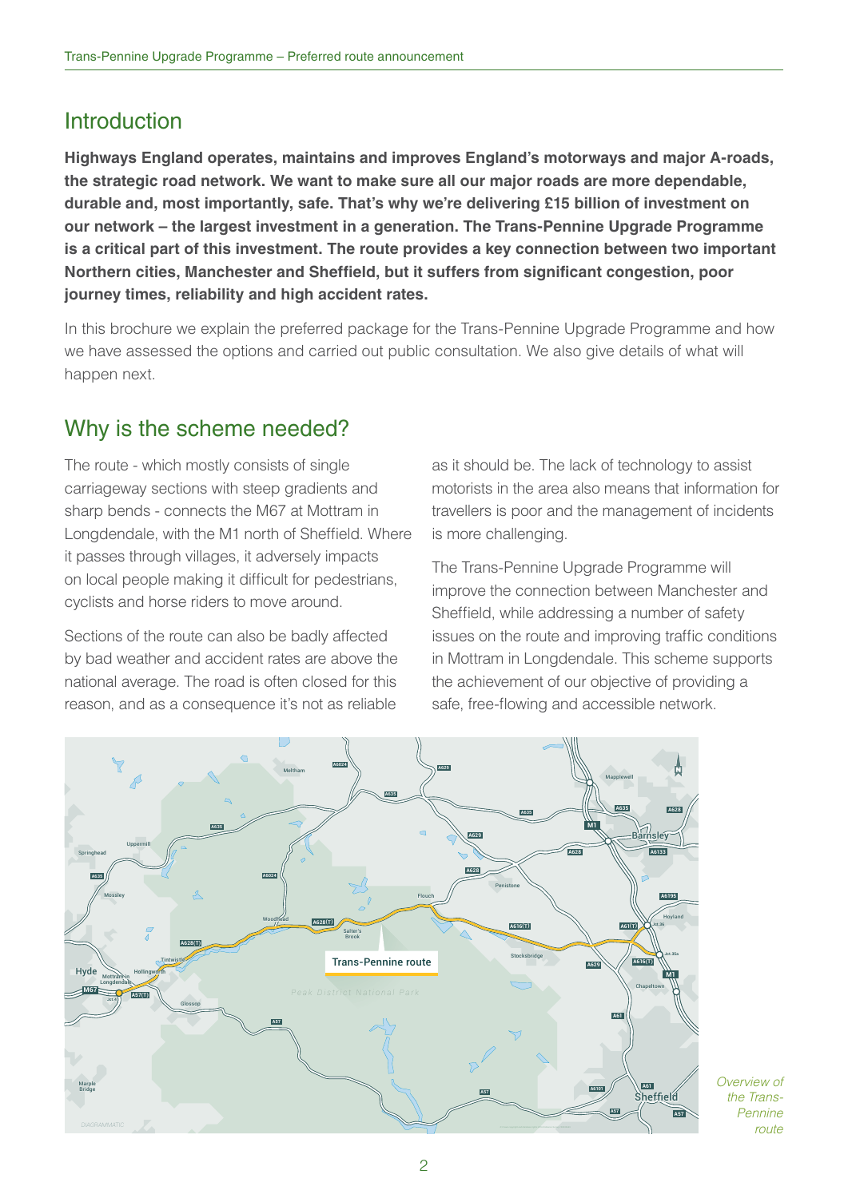## Introduction

**Highways England operates, maintains and improves England's motorways and major A-roads, the strategic road network. We want to make sure all our major roads are more dependable, durable and, most importantly, safe. That's why we're delivering £15 billion of investment on our network – the largest investment in a generation. The Trans-Pennine Upgrade Programme is a critical part of this investment. The route provides a key connection between two important Northern cities, Manchester and Sheffield, but it suffers from significant congestion, poor journey times, reliability and high accident rates.**

In this brochure we explain the preferred package for the Trans-Pennine Upgrade Programme and how we have assessed the options and carried out public consultation. We also give details of what will happen next.

## Why is the scheme needed?

The route - which mostly consists of single carriageway sections with steep gradients and sharp bends - connects the M67 at Mottram in Longdendale, with the M1 north of Sheffield. Where it passes through villages, it adversely impacts on local people making it difficult for pedestrians, cyclists and horse riders to move around.

Sections of the route can also be badly affected by bad weather and accident rates are above the national average. The road is often closed for this reason, and as a consequence it's not as reliable as it should be. The lack of technology to assist motorists in the area also means that information for travellers is poor and the management of incidents is more challenging.

The Trans-Pennine Upgrade Programme will improve the connection between Manchester and Sheffield, while addressing a number of safety issues on the route and improving traffic conditions in Mottram in Longdendale. This scheme supports the achievement of our objective of providing a safe, free-flowing and accessible network.

*Overview of the Trans-Pennine route*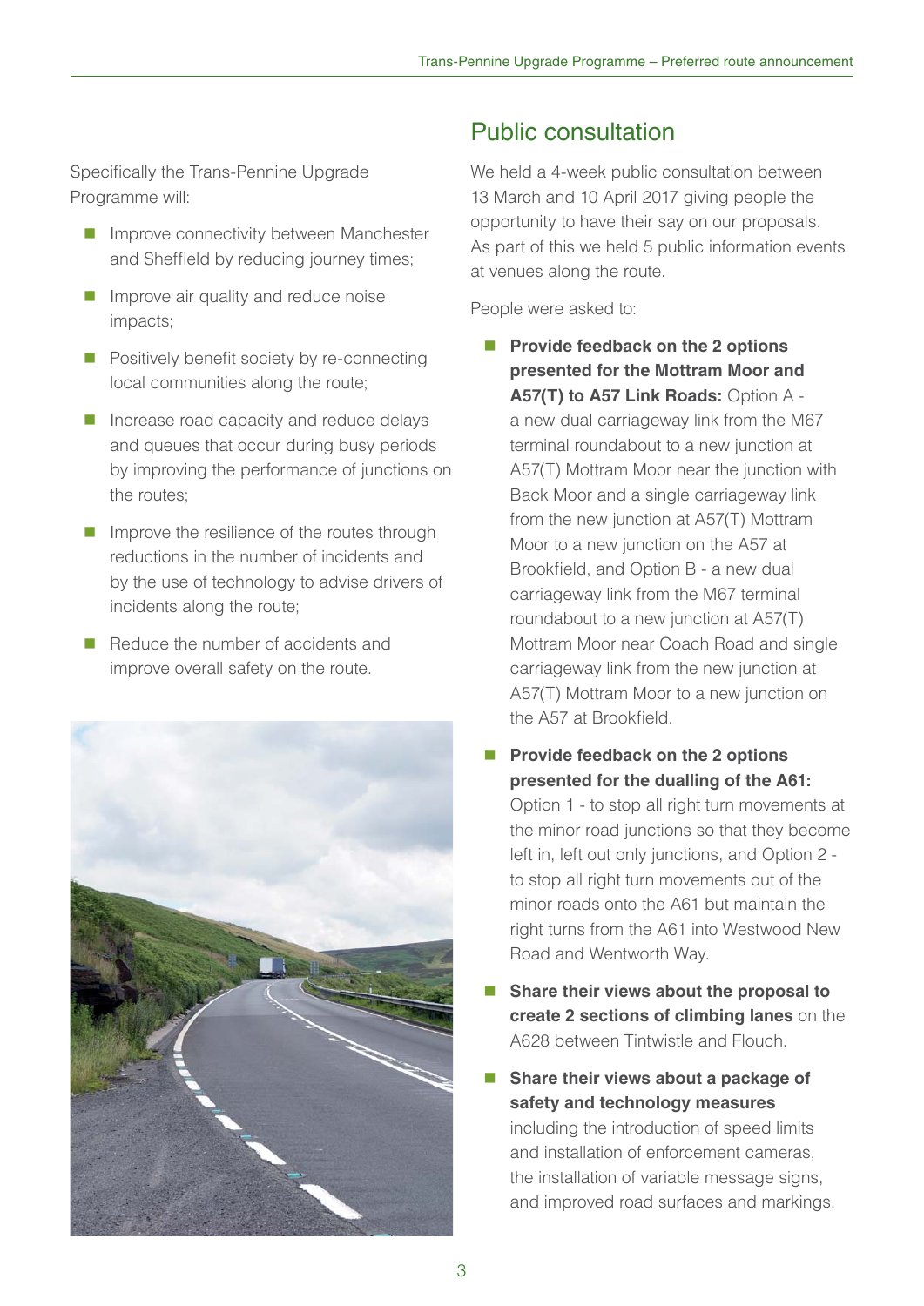Specifically the Trans-Pennine Upgrade Programme will:

- Improve connectivity between Manchester and Sheffield by reducing journey times;
- Improve air quality and reduce noise impacts;
- Positively benefit society by re-connecting local communities along the route;
- Increase road capacity and reduce delays and queues that occur during busy periods by improving the performance of junctions on the routes;
- Improve the resilience of the routes through reductions in the number of incidents and by the use of technology to advise drivers of incidents along the route;
- Reduce the number of accidents and improve overall safety on the route.

## Public consultation

We held a 4-week public consultation between 13 March and 10 April 2017 giving people the opportunity to have their say on our proposals. As part of this we held 5 public information events at venues along the route.

People were asked to:

- **Provide feedback on the 2 options presented for the Mottram Moor and A57(T) to A57 Link Roads:** Option A - a new dual carriageway link from the M67 terminal roundabout to a new junction at A57(T) Mottram Moor near the junction with Back Moor and a single carriageway link from the new junction at A57(T) Mottram Moor to a new junction on the A57 at Brookfield, and Option B - a new dual carriageway link from the M67 terminal roundabout to a new junction at A57(T) Mottram Moor near Coach Road and single carriageway link from the new junction at A57(T) Mottram Moor to a new junction on the A57 at Brookfield.
- **Provide feedback on the 2 options presented for the dualling of the A61:** Option 1 - to stop all right turn movements at the minor road junctions so that they become left in, left out only junctions, and Option 2 - to stop all right turn movements out of the minor roads onto the A61 but maintain the right turns from the A61 into Westwood New Road and Wentworth Way.
- **Share their views about the proposal to create 2 sections of climbing lanes** on the A628 between Tintwistle and Flouch.
- **Share their views about a package of safety and technology measures** including the introduction of speed limits and installation of enforcement cameras, the installation of variable message signs, and improved road surfaces and markings.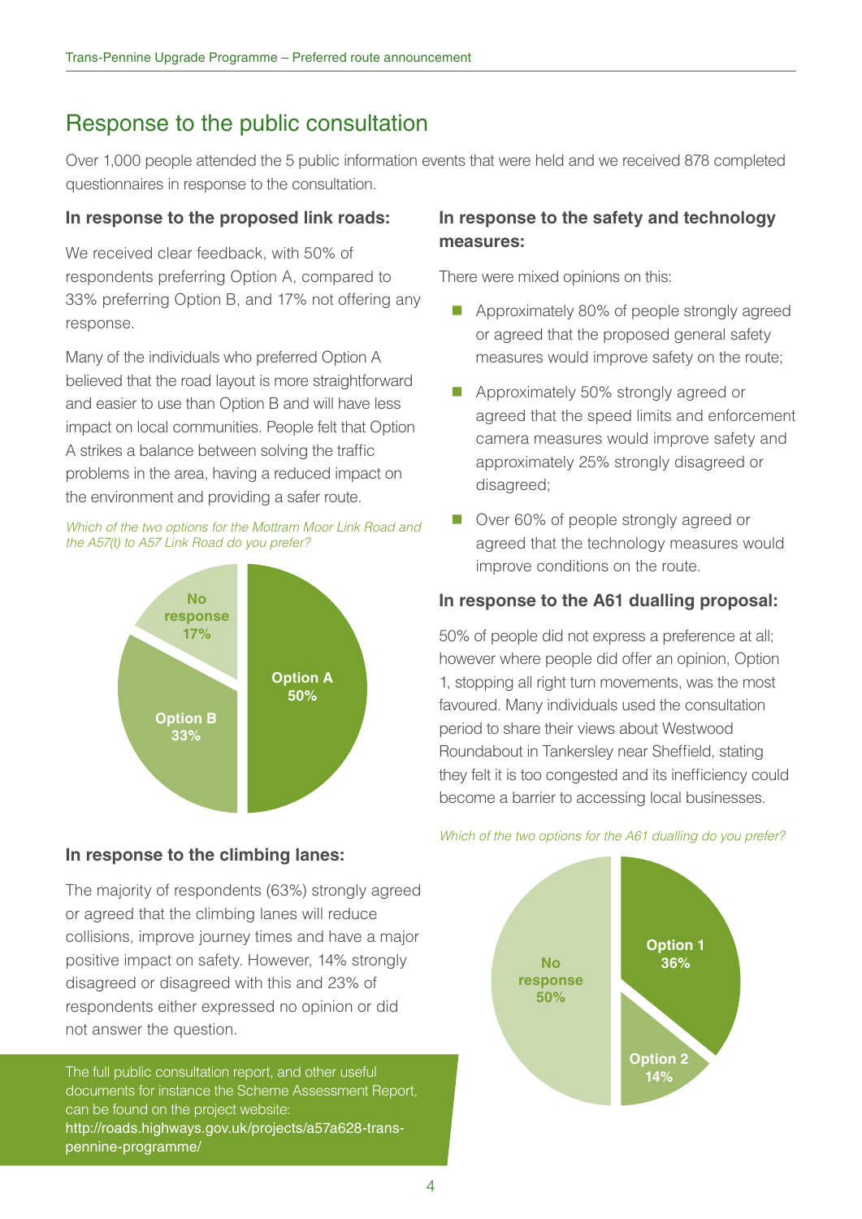## Response to the public consultation

Over 1,000 people attended the 5 public information events that were held and we received 878 completed questionnaires in response to the consultation.

### In response to the proposed link roads:

We received clear feedback, with 50% of respondents preferring Option A, compared to 33% preferring Option B, and 17% not offering any response.

Many of the individuals who preferred Option A believed that the road layout is more straightforward and easier to use than Option B and will have less impact on local communities. People felt that Option A strikes a balance between solving the traffic problems in the area, having a reduced impact on the environment and providing a safer route.

*Which of the two options for the Mottram Moor Link Road and the A57(t) to A57 Link Road do you prefer?*

No response 17%

Option A 50%

Option B 33%

### In response to the climbing lanes:

The majority of respondents (63%) strongly agreed or agreed that the climbing lanes will reduce collisions, improve journey times and have a major positive impact on safety. However, 14% strongly disagreed or disagreed with this and 23% of respondents either expressed no opinion or did not answer the question.

The full public consultation report, and other useful documents for instance the Scheme Assessment Report, can be found on the project website:
http://roads.highways.gov.uk/projects/a57a628-trans-pennine-programme/

### In response to the safety and technology measures:

There were mixed opinions on this:

- Approximately 80% of people strongly agreed or agreed that the proposed general safety measures would improve safety on the route;
- Approximately 50% strongly agreed or agreed that the speed limits and enforcement camera measures would improve safety and approximately 25% strongly disagreed or disagreed;
- Over 60% of people strongly agreed or agreed that the technology measures would improve conditions on the route.

### In response to the A61 dualling proposal:

50% of people did not express a preference at all; however where people did offer an opinion, Option 1, stopping all right turn movements, was the most favoured. Many individuals used the consultation period to share their views about Westwood Roundabout in Tankersley near Sheffield, stating they felt it is too congested and its inefficiency could become a barrier to accessing local businesses.

*Which of the two options for the A61 dualling do you prefer?*

Option 1 36%

No response 50%

Option 2 14%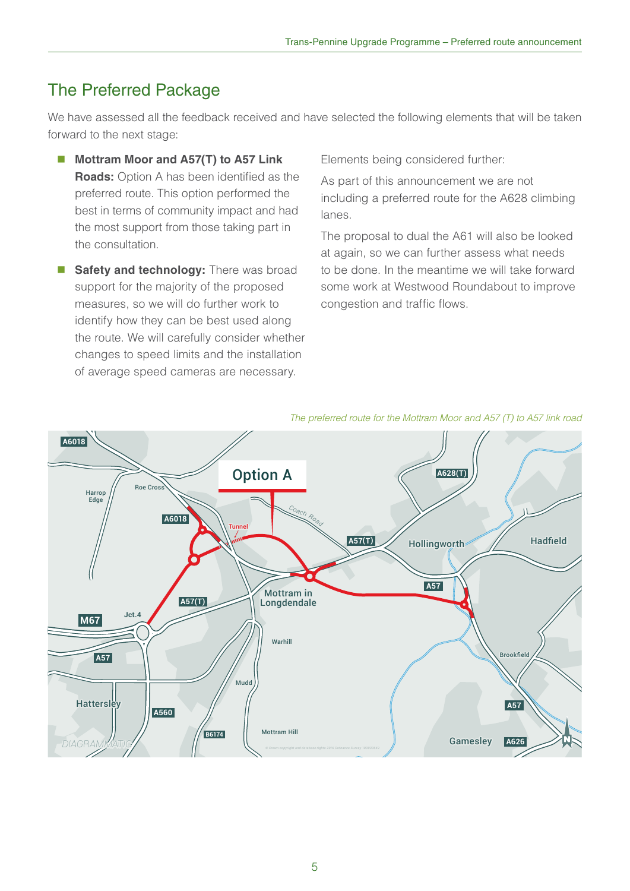## The Preferred Package

We have assessed all the feedback received and have selected the following elements that will be taken forward to the next stage:

- **Mottram Moor and A57(T) to A57 Link Roads:** Option A has been identified as the preferred route. This option performed the best in terms of community impact and had the most support from those taking part in the consultation.
- **Safety and technology:** There was broad support for the majority of the proposed measures, so we will do further work to identify how they can be best used along the route. We will carefully consider whether changes to speed limits and the installation of average speed cameras are necessary.

Elements being considered further:

As part of this announcement we are not including a preferred route for the A628 climbing lanes.

The proposal to dual the A61 will also be looked at again, so we can further assess what needs to be done. In the meantime we will take forward some work at Westwood Roundabout to improve congestion and traffic flows.

*The preferred route for the Mottram Moor and A57 (T) to A57 link road*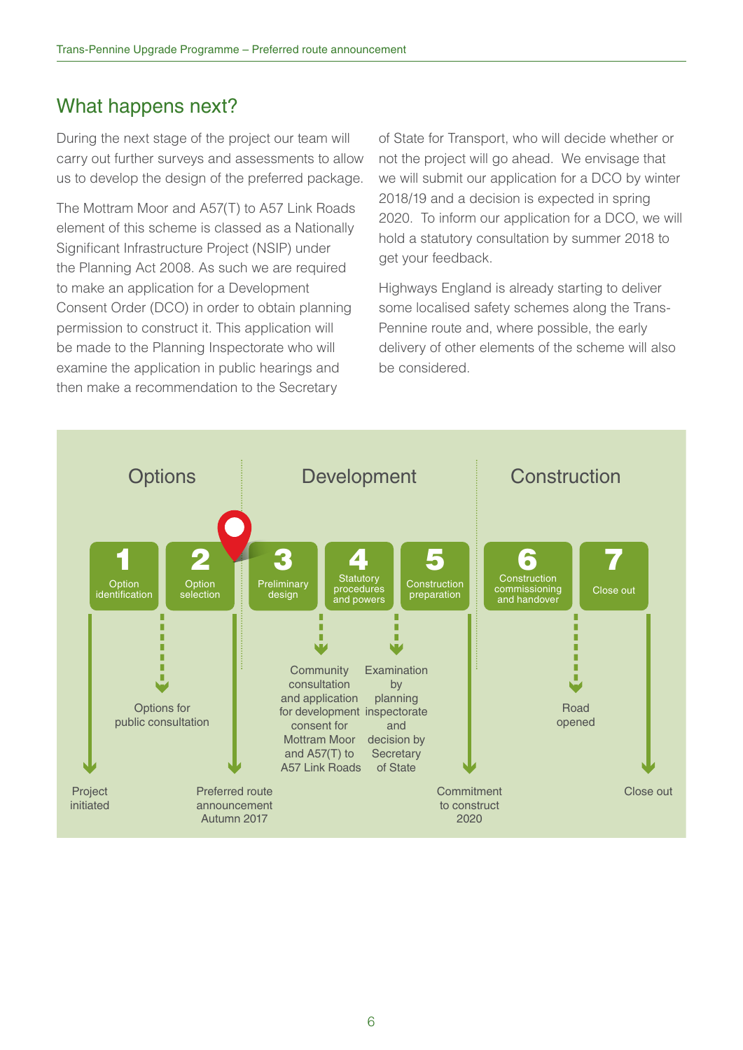## What happens next?

During the next stage of the project our team will carry out further surveys and assessments to allow us to develop the design of the preferred package.

The Mottram Moor and A57(T) to A57 Link Roads element of this scheme is classed as a Nationally Significant Infrastructure Project (NSIP) under the Planning Act 2008. As such we are required to make an application for a Development Consent Order (DCO) in order to obtain planning permission to construct it. This application will be made to the Planning Inspectorate who will examine the application in public hearings and then make a recommendation to the Secretary of State for Transport, who will decide whether or not the project will go ahead. We envisage that we will submit our application for a DCO by winter 2018/19 and a decision is expected in spring 2020. To inform our application for a DCO, we will hold a statutory consultation by summer 2018 to get your feedback.

Highways England is already starting to deliver some localised safety schemes along the Trans-Pennine route and, where possible, the early delivery of other elements of the scheme will also be considered.

Options | Development | Construction

1 Option identification → Project initiated

2 Option selection → Options for public consultation; Preferred route announcement Autumn 2017

3 Preliminary design → Community consultation and application for development consent for Mottram Moor and A57(T) to A57 Link Roads

4 Statutory procedures and powers → Examination by planning inspectorate and decision by Secretary of State

5 Construction preparation → Commitment to construct 2020

6 Construction commissioning and handover → Road opened

7 Close out → Close out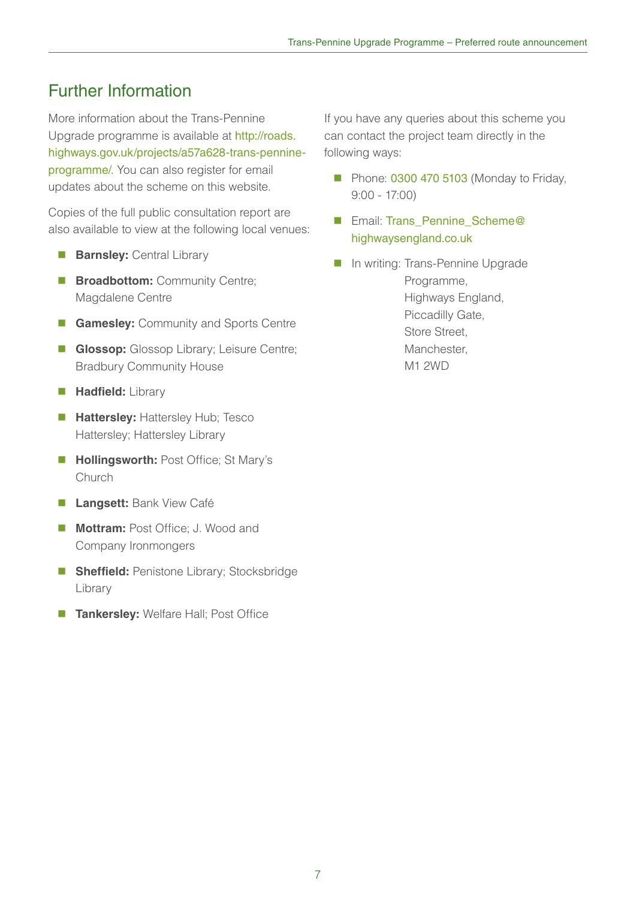## Further Information

More information about the Trans-Pennine Upgrade programme is available at http://roads.highways.gov.uk/projects/a57a628-trans-pennine-programme/. You can also register for email updates about the scheme on this website.

Copies of the full public consultation report are also available to view at the following local venues:

- **Barnsley:** Central Library
- **Broadbottom:** Community Centre; Magdalene Centre
- **Gamesley:** Community and Sports Centre
- **Glossop:** Glossop Library; Leisure Centre; Bradbury Community House
- **Hadfield:** Library
- **Hattersley:** Hattersley Hub; Tesco Hattersley; Hattersley Library
- **Hollingsworth:** Post Office; St Mary's Church
- **Langsett:** Bank View Café
- **Mottram:** Post Office; J. Wood and Company Ironmongers
- **Sheffield:** Penistone Library; Stocksbridge Library
- **Tankersley:** Welfare Hall; Post Office

If you have any queries about this scheme you can contact the project team directly in the following ways:

- Phone: 0300 470 5103 (Monday to Friday, 9:00 - 17:00)
- Email: Trans_Pennine_Scheme@highwaysengland.co.uk
- In writing: Trans-Pennine Upgrade Programme,
  Highways England,
  Piccadilly Gate,
  Store Street,
  Manchester,
  M1 2WD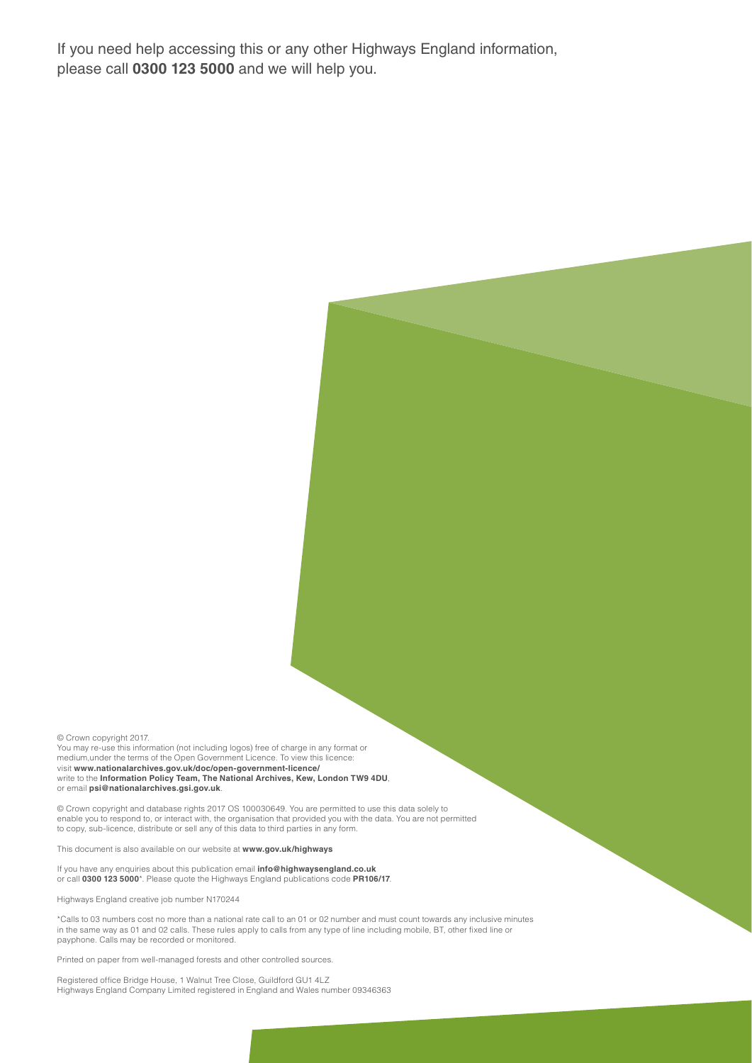If you need help accessing this or any other Highways England information, please call **0300 123 5000** and we will help you.

© Crown copyright 2017.
You may re-use this information (not including logos) free of charge in any format or medium,under the terms of the Open Government Licence. To view this licence:
visit **www.nationalarchives.gov.uk/doc/open-government-licence/**
write to the **Information Policy Team, The National Archives, Kew, London TW9 4DU**,
or email **psi@nationalarchives.gsi.gov.uk**.

© Crown copyright and database rights 2017 OS 100030649. You are permitted to use this data solely to enable you to respond to, or interact with, the organisation that provided you with the data. You are not permitted to copy, sub-licence, distribute or sell any of this data to third parties in any form.

This document is also available on our website at **www.gov.uk/highways**

If you have any enquiries about this publication email **info@highwaysengland.co.uk**
or call **0300 123 5000***. Please quote the Highways England publications code **PR106/17**.

Highways England creative job number N170244

*Calls to 03 numbers cost no more than a national rate call to an 01 or 02 number and must count towards any inclusive minutes in the same way as 01 and 02 calls. These rules apply to calls from any type of line including mobile, BT, other fixed line or payphone. Calls may be recorded or monitored.

Printed on paper from well-managed forests and other controlled sources.

Registered office Bridge House, 1 Walnut Tree Close, Guildford GU1 4LZ
Highways England Company Limited registered in England and Wales number 09346363